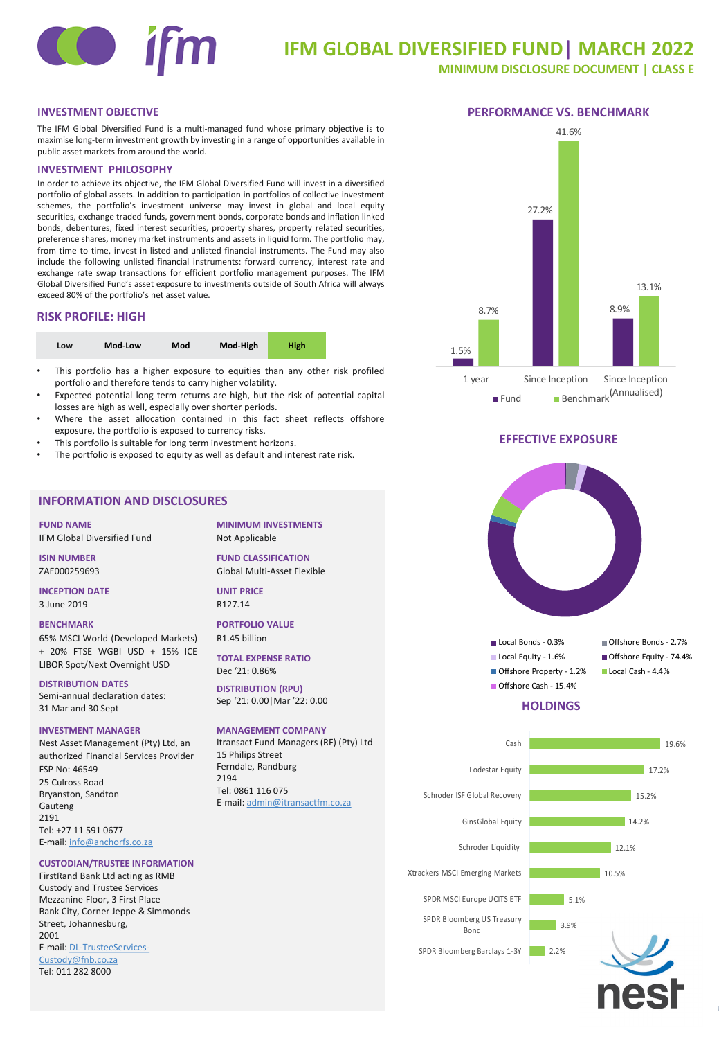# IFM GLOBAL DIVERSIFIED FUND| MARCH 2022

## MINIMUM DISCLOSURE DOCUMENT | CLASS E

### INVESTMENT OBJECTIVE

The IFM Global Diversified Fund is a multi-managed fund whose primary objective is to maximise long-term investment growth by investing in a range of opportunities available in public asset markets from around the world.

### INVESTMENT PHILOSOPHY

In order to achieve its objective, the IFM Global Diversified Fund will invest in a diversified portfolio of global assets. In addition to participation in portfolios of collective investment schemes, the portfolio's investment universe may invest in global and local equity securities, exchange traded funds, government bonds, corporate bonds and inflation linked bonds, debentures, fixed interest securities, property shares, property related securities, preference shares, money market instruments and assets in liquid form. The portfolio may, from time to time, invest in listed and unlisted financial instruments. The Fund may also include the following unlisted financial instruments: forward currency, interest rate and exchange rate swap transactions for efficient portfolio management purposes. The IFM Global Diversified Fund's asset exposure to investments outside of South Africa will always exceed 80% of the portfolio's net asset value.

### RISK PROFILE: HIGH

| Low | Mod-Low | Mod | Mod-High | High |
|---|---|---|---|---|

- This portfolio has a higher exposure to equities than any other risk profiled portfolio and therefore tends to carry higher volatility.
- Expected potential long term returns are high, but the risk of potential capital losses are high as well, especially over shorter periods.
- Where the asset allocation contained in this fact sheet reflects offshore exposure, the portfolio is exposed to currency risks.
- This portfolio is suitable for long term investment horizons.
- The portfolio is exposed to equity as well as default and interest rate risk.

### INFORMATION AND DISCLOSURES

**FUND NAME**
IFM Global Diversified Fund

**ISIN NUMBER**
ZAE000259693

**INCEPTION DATE**
3 June 2019

**BENCHMARK**
65% MSCI World (Developed Markets) + 20% FTSE WGBI USD + 15% ICE LIBOR Spot/Next Overnight USD

**DISTRIBUTION DATES**
Semi-annual declaration dates:
31 Mar and 30 Sept

**INVESTMENT MANAGER**
Nest Asset Management (Pty) Ltd, an authorized Financial Services Provider
FSP No: 46549
25 Culross Road
Bryanston, Sandton
Gauteng
2191
Tel: +27 11 591 0677
E-mail: info@anchorfs.co.za

**CUSTODIAN/TRUSTEE INFORMATION**
FirstRand Bank Ltd acting as RMB Custody and Trustee Services
Mezzanine Floor, 3 First Place
Bank City, Corner Jeppe & Simmonds Street, Johannesburg,
2001
E-mail: DL-TrusteeServices-Custody@fnb.co.za
Tel: 011 282 8000

**MINIMUM INVESTMENTS**
Not Applicable

**FUND CLASSIFICATION**
Global Multi-Asset Flexible

**UNIT PRICE**
R127.14

**PORTFOLIO VALUE**
R1.45 billion

**TOTAL EXPENSE RATIO**
Dec '21: 0.86%

**DISTRIBUTION (RPU)**
Sep '21: 0.00|Mar '22: 0.00

**MANAGEMENT COMPANY**
Itransact Fund Managers (RF) (Pty) Ltd
15 Philips Street
Ferndale, Randburg
2194
Tel: 0861 116 075
E-mail: admin@itransactfm.co.za

### PERFORMANCE VS. BENCHMARK

| | Fund | Benchmark |
|---|---|---|
| 1 year | 1.5% | 8.7% |
| Since Inception | 27.2% | 41.6% |
| Since Inception (Annualised) | 8.9% | 13.1% |

### EFFECTIVE EXPOSURE

| Asset | Exposure |
|---|---|
| Local Bonds | 0.3% |
| Offshore Bonds | 2.7% |
| Local Equity | 1.6% |
| Offshore Equity | 74.4% |
| Offshore Property | 1.2% |
| Local Cash | 4.4% |
| Offshore Cash | 15.4% |

### HOLDINGS

| Holding | Weight |
|---|---|
| Cash | 19.6% |
| Lodestar Equity | 17.2% |
| Schroder ISF Global Recovery | 15.2% |
| GinsGlobal Equity | 14.2% |
| Schroder Liquidity | 12.1% |
| Xtrackers MSCI Emerging Markets | 10.5% |
| SPDR MSCI Europe UCITS ETF | 5.1% |
| SPDR Bloomberg US Treasury Bond | 3.9% |
| SPDR Bloomberg Barclays 1-3Y | 2.2% |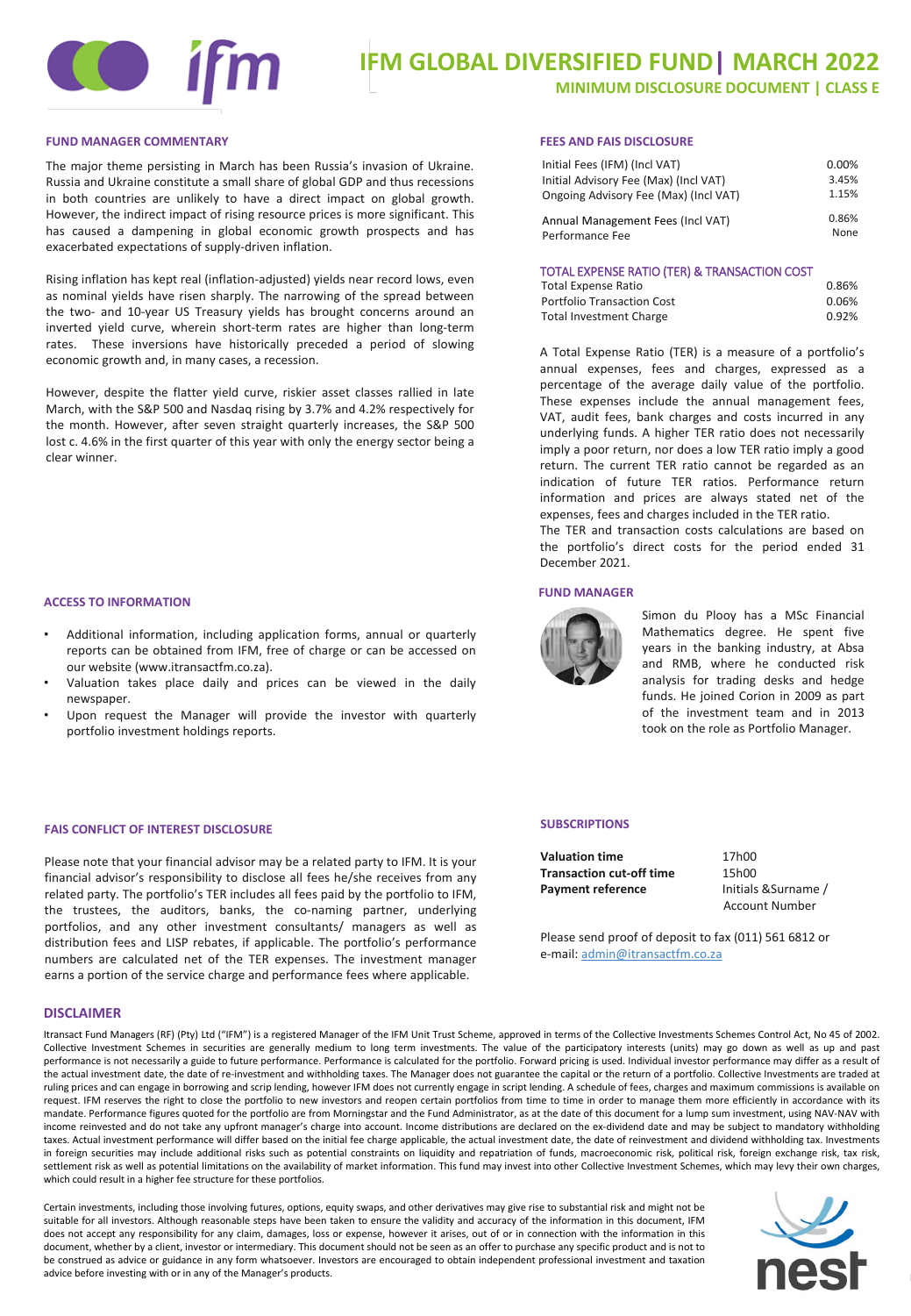# IFM GLOBAL DIVERSIFIED FUND | MARCH 2022

## MINIMUM DISCLOSURE DOCUMENT | CLASS E

### FUND MANAGER COMMENTARY

The major theme persisting in March has been Russia's invasion of Ukraine. Russia and Ukraine constitute a small share of global GDP and thus recessions in both countries are unlikely to have a direct impact on global growth. However, the indirect impact of rising resource prices is more significant. This has caused a dampening in global economic growth prospects and has exacerbated expectations of supply-driven inflation.

Rising inflation has kept real (inflation-adjusted) yields near record lows, even as nominal yields have risen sharply. The narrowing of the spread between the two- and 10-year US Treasury yields has brought concerns around an inverted yield curve, wherein short-term rates are higher than long-term rates. These inversions have historically preceded a period of slowing economic growth and, in many cases, a recession.

However, despite the flatter yield curve, riskier asset classes rallied in late March, with the S&P 500 and Nasdaq rising by 3.7% and 4.2% respectively for the month. However, after seven straight quarterly increases, the S&P 500 lost c. 4.6% in the first quarter of this year with only the energy sector being a clear winner.

### ACCESS TO INFORMATION

- Additional information, including application forms, annual or quarterly reports can be obtained from IFM, free of charge or can be accessed on our website (www.itransactfm.co.za).
- Valuation takes place daily and prices can be viewed in the daily newspaper.
- Upon request the Manager will provide the investor with quarterly portfolio investment holdings reports.

### FAIS CONFLICT OF INTEREST DISCLOSURE

Please note that your financial advisor may be a related party to IFM. It is your financial advisor's responsibility to disclose all fees he/she receives from any related party. The portfolio's TER includes all fees paid by the portfolio to IFM, the trustees, the auditors, banks, the co-naming partner, underlying portfolios, and any other investment consultants/ managers as well as distribution fees and LISP rebates, if applicable. The portfolio's performance numbers are calculated net of the TER expenses. The investment manager earns a portion of the service charge and performance fees where applicable.

### FEES AND FAIS DISCLOSURE

| | |
|---|---|
| Initial Fees (IFM) (Incl VAT) | 0.00% |
| Initial Advisory Fee (Max) (Incl VAT) | 3.45% |
| Ongoing Advisory Fee (Max) (Incl VAT) | 1.15% |
| Annual Management Fees (Incl VAT) | 0.86% |
| Performance Fee | None |

### TOTAL EXPENSE RATIO (TER) & TRANSACTION COST

| | |
|---|---|
| Total Expense Ratio | 0.86% |
| Portfolio Transaction Cost | 0.06% |
| Total Investment Charge | 0.92% |

A Total Expense Ratio (TER) is a measure of a portfolio's annual expenses, fees and charges, expressed as a percentage of the average daily value of the portfolio. These expenses include the annual management fees, VAT, audit fees, bank charges and costs incurred in any underlying funds. A higher TER ratio does not necessarily imply a poor return, nor does a low TER ratio imply a good return. The current TER ratio cannot be regarded as an indication of future TER ratios. Performance return information and prices are always stated net of the expenses, fees and charges included in the TER ratio.
The TER and transaction costs calculations are based on the portfolio's direct costs for the period ended 31 December 2021.

### FUND MANAGER

Simon du Plooy has a MSc Financial Mathematics degree. He spent five years in the banking industry, at Absa and RMB, where he conducted risk analysis for trading desks and hedge funds. He joined Corion in 2009 as part of the investment team and in 2013 took on the role as Portfolio Manager.

### SUBSCRIPTIONS

| | |
|---|---|
| **Valuation time** | 17h00 |
| **Transaction cut-off time** | 15h00 |
| **Payment reference** | Initials &Surname / Account Number |

Please send proof of deposit to fax (011) 561 6812 or e-mail: admin@itransactfm.co.za

### DISCLAIMER

Itransact Fund Managers (RF) (Pty) Ltd ("IFM") is a registered Manager of the IFM Unit Trust Scheme, approved in terms of the Collective Investments Schemes Control Act, No 45 of 2002. Collective Investment Schemes in securities are generally medium to long term investments. The value of the participatory interests (units) may go down as well as up and past performance is not necessarily a guide to future performance. Performance is calculated for the portfolio. Forward pricing is used. Individual investor performance may differ as a result of the actual investment date, the date of re-investment and withholding taxes. The Manager does not guarantee the capital or the return of a portfolio. Collective Investments are traded at ruling prices and can engage in borrowing and scrip lending, however IFM does not currently engage in script lending. A schedule of fees, charges and maximum commissions is available on request. IFM reserves the right to close the portfolio to new investors and reopen certain portfolios from time to time in order to manage them more efficiently in accordance with its mandate. Performance figures quoted for the portfolio are from Morningstar and the Fund Administrator, as at the date of this document for a lump sum investment, using NAV-NAV with income reinvested and do not take any upfront manager's charge into account. Income distributions are declared on the ex-dividend date and may be subject to mandatory withholding taxes. Actual investment performance will differ based on the initial fee charge applicable, the actual investment date, the date of reinvestment and dividend withholding tax. Investments in foreign securities may include additional risks such as potential constraints on liquidity and repatriation of funds, macroeconomic risk, political risk, foreign exchange risk, tax risk, settlement risk as well as potential limitations on the availability of market information. This fund may invest into other Collective Investment Schemes, which may levy their own charges, which could result in a higher fee structure for these portfolios.

Certain investments, including those involving futures, options, equity swaps, and other derivatives may give rise to substantial risk and might not be suitable for all investors. Although reasonable steps have been taken to ensure the validity and accuracy of the information in this document, IFM does not accept any responsibility for any claim, damages, loss or expense, however it arises, out of or in connection with the information in this document, whether by a client, investor or intermediary. This document should not be seen as an offer to purchase any specific product and is not to be construed as advice or guidance in any form whatsoever. Investors are encouraged to obtain independent professional investment and taxation advice before investing with or in any of the Manager's products.